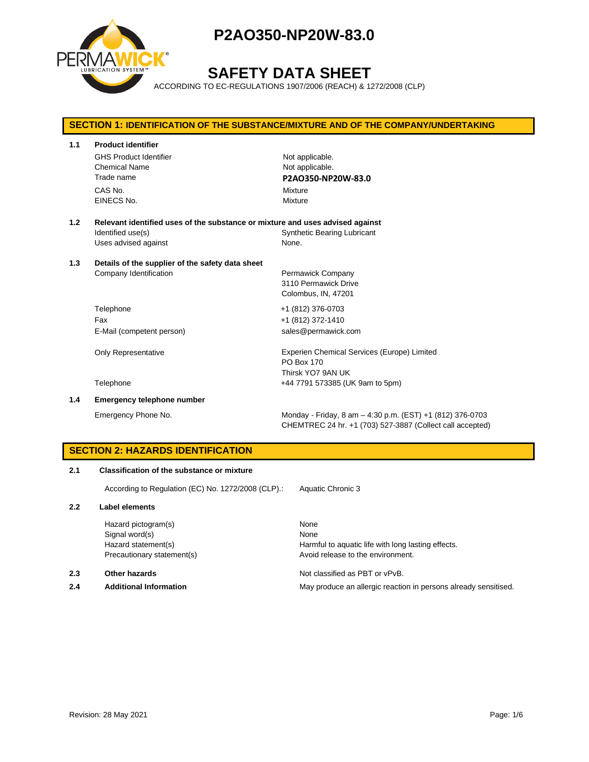# P2AO350-NP20W-83.0

# SAFETY DATA SHEET

ACCORDING TO EC-REGULATIONS 1907/2006 (REACH) & 1272/2008 (CLP)

## SECTION 1: IDENTIFICATION OF THE SUBSTANCE/MIXTURE AND OF THE COMPANY/UNDERTAKING

**1.1 Product identifier**

| | |
|---|---|
| GHS Product Identifier | Not applicable. |
| Chemical Name | Not applicable. |
| Trade name | **P2AO350-NP20W-83.0** |
| CAS No. | Mixture |
| EINECS No. | Mixture |

**1.2 Relevant identified uses of the substance or mixture and uses advised against**

| | |
|---|---|
| Identified use(s) | Synthetic Bearing Lubricant |
| Uses advised against | None. |

**1.3 Details of the supplier of the safety data sheet**

| | |
|---|---|
| Company Identification | Permawick Company<br>3110 Permawick Drive<br>Colombus, IN, 47201 |
| Telephone | +1 (812) 376-0703 |
| Fax | +1 (812) 372-1410 |
| E-Mail (competent person) | sales@permawick.com |
| Only Representative | Experien Chemical Services (Europe) Limited<br>PO Box 170<br>Thirsk YO7 9AN UK |
| Telephone | +44 7791 573385 (UK 9am to 5pm) |

**1.4 Emergency telephone number**

| | |
|---|---|
| Emergency Phone No. | Monday - Friday, 8 am – 4:30 p.m. (EST) +1 (812) 376-0703<br>CHEMTREC 24 hr. +1 (703) 527-3887 (Collect call accepted) |

## SECTION 2: HAZARDS IDENTIFICATION

**2.1 Classification of the substance or mixture**

| | |
|---|---|
| According to Regulation (EC) No. 1272/2008 (CLP).: | Aquatic Chronic 3 |

**2.2 Label elements**

| | |
|---|---|
| Hazard pictogram(s) | None |
| Signal word(s) | None |
| Hazard statement(s) | Harmful to aquatic life with long lasting effects. |
| Precautionary statement(s) | Avoid release to the environment. |

**2.3 Other hazards** — Not classified as PBT or vPvB.

**2.4 Additional Information** — May produce an allergic reaction in persons already sensitised.

Revision: 28 May 2021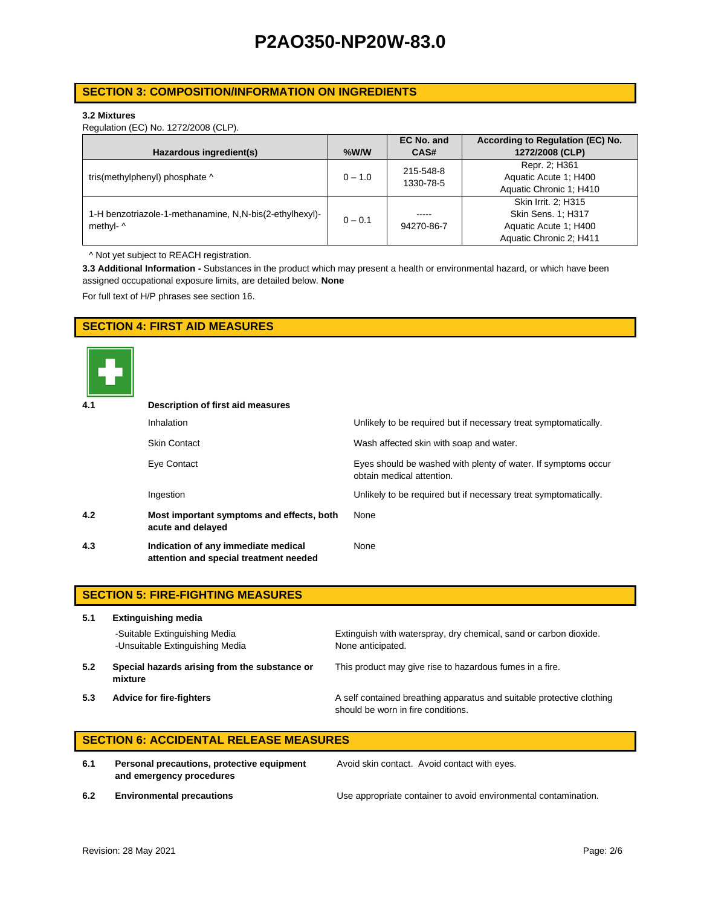## SECTION 3: COMPOSITION/INFORMATION ON INGREDIENTS

**3.2 Mixtures**

Regulation (EC) No. 1272/2008 (CLP).

| Hazardous ingredient(s) | %W/W | EC No. and CAS# | According to Regulation (EC) No. 1272/2008 (CLP) |
|---|---|---|---|
| tris(methylphenyl) phosphate ^ | 0 – 1.0 | 215-548-8<br>1330-78-5 | Repr. 2; H361<br>Aquatic Acute 1; H400<br>Aquatic Chronic 1; H410 |
| 1-H benzotriazole-1-methanamine, N,N-bis(2-ethylhexyl)-methyl- ^ | 0 – 0.1 | -----<br>94270-86-7 | Skin Irrit. 2; H315<br>Skin Sens. 1; H317<br>Aquatic Acute 1; H400<br>Aquatic Chronic 2; H411 |

^ Not yet subject to REACH registration.

**3.3 Additional Information -** Substances in the product which may present a health or environmental hazard, or which have been assigned occupational exposure limits, are detailed below. **None**

For full text of H/P phrases see section 16.

## SECTION 4: FIRST AID MEASURES

**4.1 Description of first aid measures**

| | |
|---|---|
| Inhalation | Unlikely to be required but if necessary treat symptomatically. |
| Skin Contact | Wash affected skin with soap and water. |
| Eye Contact | Eyes should be washed with plenty of water. If symptoms occur obtain medical attention. |
| Ingestion | Unlikely to be required but if necessary treat symptomatically. |

**4.2 Most important symptoms and effects, both acute and delayed**

None

**4.3 Indication of any immediate medical attention and special treatment needed**

None

## SECTION 5: FIRE-FIGHTING MEASURES

**5.1 Extinguishing media**

-Suitable Extinguishing Media: Extinguish with waterspray, dry chemical, sand or carbon dioxide.

-Unsuitable Extinguishing Media: None anticipated.

**5.2 Special hazards arising from the substance or mixture**

This product may give rise to hazardous fumes in a fire.

**5.3 Advice for fire-fighters**

A self contained breathing apparatus and suitable protective clothing should be worn in fire conditions.

## SECTION 6: ACCIDENTAL RELEASE MEASURES

**6.1 Personal precautions, protective equipment and emergency procedures**

Avoid skin contact. Avoid contact with eyes.

**6.2 Environmental precautions**

Use appropriate container to avoid environmental contamination.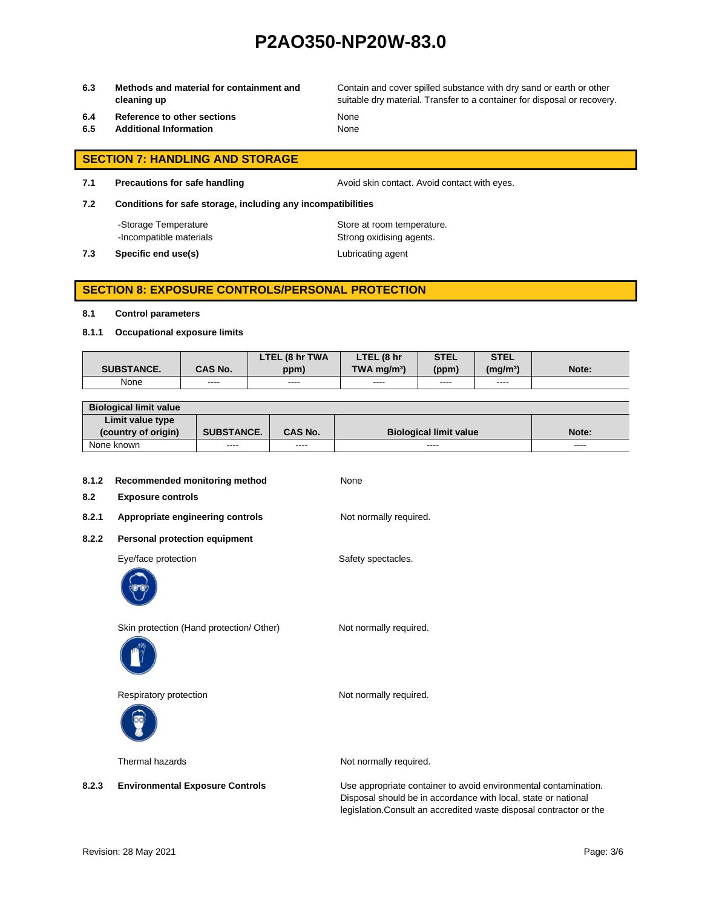| | | |
|---|---|---|
| **6.3** | **Methods and material for containment and cleaning up** | Contain and cover spilled substance with dry sand or earth or other suitable dry material. Transfer to a container for disposal or recovery. |
| **6.4** | **Reference to other sections** | None |
| **6.5** | **Additional Information** | None |

## SECTION 7: HANDLING AND STORAGE

| | | |
|---|---|---|
| **7.1** | **Precautions for safe handling** | Avoid skin contact. Avoid contact with eyes. |
| **7.2** | **Conditions for safe storage, including any incompatibilities** | |
| | -Storage Temperature | Store at room temperature. |
| | -Incompatible materials | Strong oxidising agents. |
| **7.3** | **Specific end use(s)** | Lubricating agent |

## SECTION 8: EXPOSURE CONTROLS/PERSONAL PROTECTION

**8.1 Control parameters**

**8.1.1 Occupational exposure limits**

| SUBSTANCE. | CAS No. | LTEL (8 hr TWA ppm) | LTEL (8 hr TWA mg/m³) | STEL (ppm) | STEL (mg/m³) | Note: |
|---|---|---|---|---|---|---|
| None | ---- | ---- | ---- | ---- | ---- | |

| Biological limit value | | | | |
|---|---|---|---|---|
| **Limit value type (country of origin)** | **SUBSTANCE.** | **CAS No.** | **Biological limit value** | **Note:** |
| None known | ---- | ---- | ---- | ---- |

| | | |
|---|---|---|
| **8.1.2** | **Recommended monitoring method** | None |
| **8.2** | **Exposure controls** | |
| **8.2.1** | **Appropriate engineering controls** | Not normally required. |
| **8.2.2** | **Personal protection equipment** | |
| | Eye/face protection | Safety spectacles. |
| | Skin protection (Hand protection/ Other) | Not normally required. |
| | Respiratory protection | Not normally required. |
| | Thermal hazards | Not normally required. |
| **8.2.3** | **Environmental Exposure Controls** | Use appropriate container to avoid environmental contamination. Disposal should be in accordance with local, state or national legislation.Consult an accredited waste disposal contractor or the |

Revision: 28 May 2021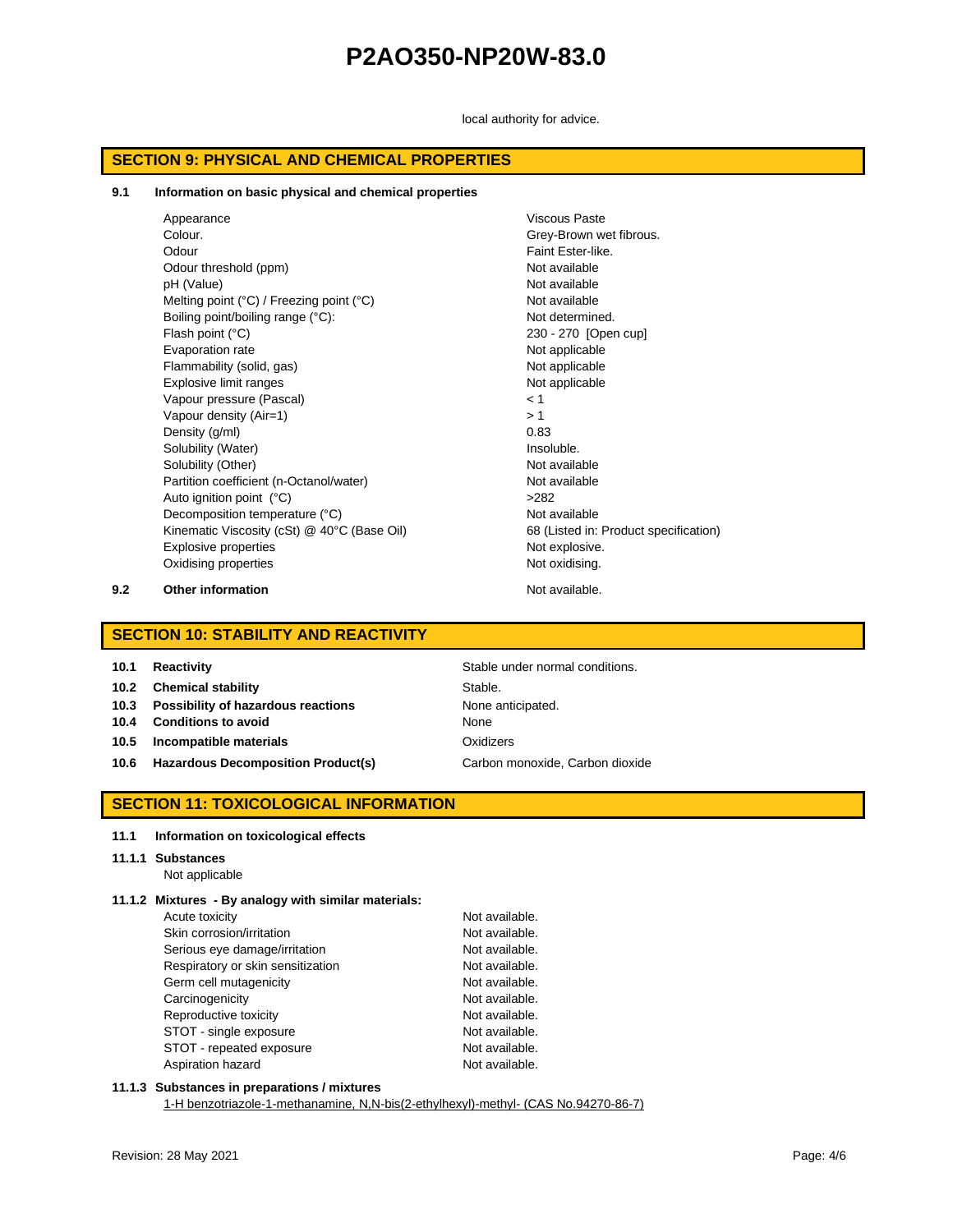local authority for advice.

## SECTION 9: PHYSICAL AND CHEMICAL PROPERTIES

### 9.1 Information on basic physical and chemical properties

| | |
|---|---|
| Appearance | Viscous Paste |
| Colour. | Grey-Brown wet fibrous. |
| Odour | Faint Ester-like. |
| Odour threshold (ppm) | Not available |
| pH (Value) | Not available |
| Melting point (°C) / Freezing point (°C) | Not available |
| Boiling point/boiling range (°C): | Not determined. |
| Flash point (°C) | 230 - 270 [Open cup] |
| Evaporation rate | Not applicable |
| Flammability (solid, gas) | Not applicable |
| Explosive limit ranges | Not applicable |
| Vapour pressure (Pascal) | < 1 |
| Vapour density (Air=1) | > 1 |
| Density (g/ml) | 0.83 |
| Solubility (Water) | Insoluble. |
| Solubility (Other) | Not available |
| Partition coefficient (n-Octanol/water) | Not available |
| Auto ignition point (°C) | >282 |
| Decomposition temperature (°C) | Not available |
| Kinematic Viscosity (cSt) @ 40°C (Base Oil) | 68 (Listed in: Product specification) |
| Explosive properties | Not explosive. |
| Oxidising properties | Not oxidising. |

### 9.2 Other information

Not available.

## SECTION 10: STABILITY AND REACTIVITY

| | | |
|---|---|---|
| **10.1** | **Reactivity** | Stable under normal conditions. |
| **10.2** | **Chemical stability** | Stable. |
| **10.3** | **Possibility of hazardous reactions** | None anticipated. |
| **10.4** | **Conditions to avoid** | None |
| **10.5** | **Incompatible materials** | Oxidizers |
| **10.6** | **Hazardous Decomposition Product(s)** | Carbon monoxide, Carbon dioxide |

## SECTION 11: TOXICOLOGICAL INFORMATION

### 11.1 Information on toxicological effects

**11.1.1 Substances**

Not applicable

**11.1.2 Mixtures - By analogy with similar materials:**

| | |
|---|---|
| Acute toxicity | Not available. |
| Skin corrosion/irritation | Not available. |
| Serious eye damage/irritation | Not available. |
| Respiratory or skin sensitization | Not available. |
| Germ cell mutagenicity | Not available. |
| Carcinogenicity | Not available. |
| Reproductive toxicity | Not available. |
| STOT - single exposure | Not available. |
| STOT - repeated exposure | Not available. |
| Aspiration hazard | Not available. |

**11.1.3 Substances in preparations / mixtures**

1-H benzotriazole-1-methanamine, N,N-bis(2-ethylhexyl)-methyl- (CAS No.94270-86-7)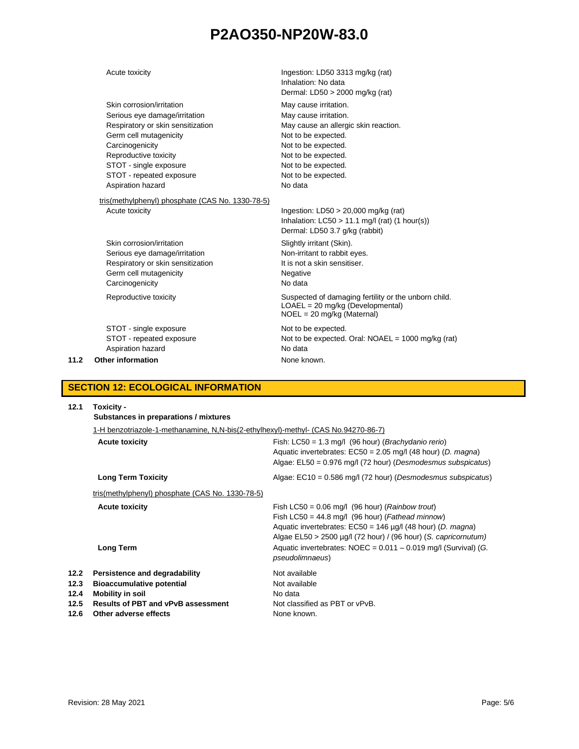| | |
|---|---|
| Acute toxicity | Ingestion: LD50 3313 mg/kg (rat)<br>Inhalation: No data<br>Dermal: LD50 > 2000 mg/kg (rat) |
| Skin corrosion/irritation | May cause irritation. |
| Serious eye damage/irritation | May cause irritation. |
| Respiratory or skin sensitization | May cause an allergic skin reaction. |
| Germ cell mutagenicity | Not to be expected. |
| Carcinogenicity | Not to be expected. |
| Reproductive toxicity | Not to be expected. |
| STOT - single exposure | Not to be expected. |
| STOT - repeated exposure | Not to be expected. |
| Aspiration hazard | No data |

<u>tris(methylphenyl) phosphate (CAS No. 1330-78-5)</u>

| | |
|---|---|
| Acute toxicity | Ingestion: LD50 > 20,000 mg/kg (rat)<br>Inhalation: LC50 > 11.1 mg/l (rat) (1 hour(s))<br>Dermal: LD50 3.7 g/kg (rabbit) |
| Skin corrosion/irritation | Slightly irritant (Skin). |
| Serious eye damage/irritation | Non-irritant to rabbit eyes. |
| Respiratory or skin sensitization | It is not a skin sensitiser. |
| Germ cell mutagenicity | Negative |
| Carcinogenicity | No data |
| Reproductive toxicity | Suspected of damaging fertility or the unborn child.<br>LOAEL = 20 mg/kg (Developmental)<br>NOEL = 20 mg/kg (Maternal) |
| STOT - single exposure | Not to be expected. |
| STOT - repeated exposure | Not to be expected. Oral: NOAEL = 1000 mg/kg (rat) |
| Aspiration hazard | No data |

**11.2 Other information** None known.

## SECTION 12: ECOLOGICAL INFORMATION

**12.1 Toxicity -**
**Substances in preparations / mixtures**

<u>1-H benzotriazole-1-methanamine, N,N-bis(2-ethylhexyl)-methyl- (CAS No.94270-86-7)</u>

| | |
|---|---|
| **Acute toxicity** | Fish: LC50 = 1.3 mg/l (96 hour) (*Brachydanio rerio*)<br>Aquatic invertebrates: EC50 = 2.05 mg/l (48 hour) (*D. magna*)<br>Algae: EL50 = 0.976 mg/l (72 hour) (*Desmodesmus subspicatus*) |
| **Long Term Toxicity** | Algae: EC10 = 0.586 mg/l (72 hour) (*Desmodesmus subspicatus*) |

<u>tris(methylphenyl) phosphate (CAS No. 1330-78-5)</u>

| | |
|---|---|
| **Acute toxicity** | Fish LC50 = 0.06 mg/l (96 hour) (*Rainbow trout*)<br>Fish LC50 = 44.8 mg/l (96 hour) (*Fathead minnow*)<br>Aquatic invertebrates: EC50 = 146 µg/l (48 hour) (*D. magna*)<br>Algae EL50 > 2500 µg/l (72 hour) / (96 hour) (*S. capricornutum)* |
| **Long Term** | Aquatic invertebrates: NOEC = 0.011 – 0.019 mg/l (Survival) (*G. pseudolimnaeus*) |

| | | |
|---|---|---|
| **12.2** | **Persistence and degradability** | Not available |
| **12.3** | **Bioaccumulative potential** | Not available |
| **12.4** | **Mobility in soil** | No data |
| **12.5** | **Results of PBT and vPvB assessment** | Not classified as PBT or vPvB. |
| **12.6** | **Other adverse effects** | None known. |

Revision: 28 May 2021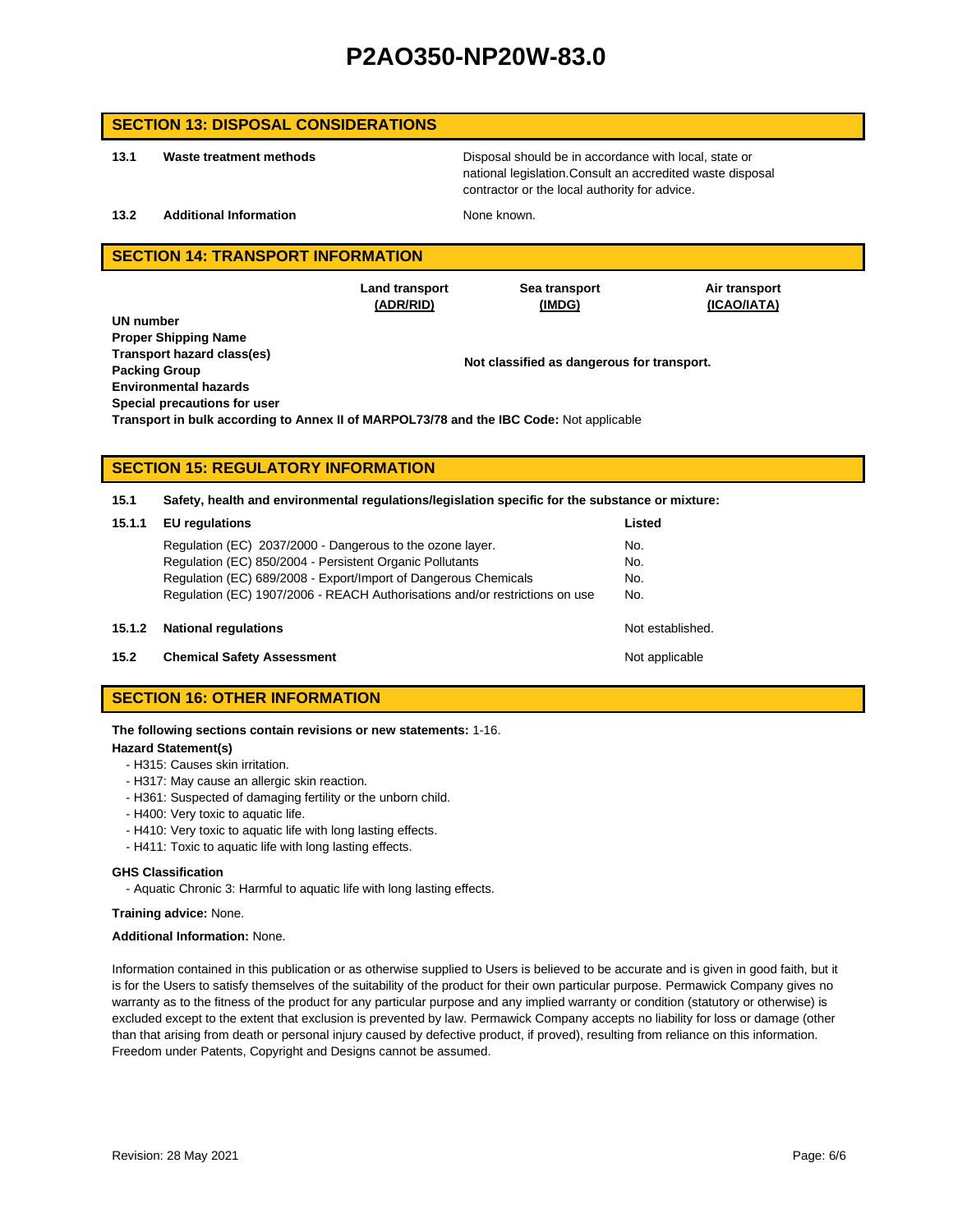# P2AO350-NP20W-83.0

## SECTION 13: DISPOSAL CONSIDERATIONS

| | | |
|---|---|---|
| **13.1** | **Waste treatment methods** | Disposal should be in accordance with local, state or national legislation.Consult an accredited waste disposal contractor or the local authority for advice. |
| **13.2** | **Additional Information** | None known. |

## SECTION 14: TRANSPORT INFORMATION

| | Land transport (ADR/RID) | Sea transport (IMDG) | Air transport (ICAO/IATA) |
|---|---|---|---|
| **UN number** | | | |
| **Proper Shipping Name** | | | |
| **Transport hazard class(es)** | **Not classified as dangerous for transport.** | | |
| **Packing Group** | | | |
| **Environmental hazards** | | | |
| **Special precautions for user** | | | |

**Transport in bulk according to Annex II of MARPOL73/78 and the IBC Code:** Not applicable

## SECTION 15: REGULATORY INFORMATION

**15.1 Safety, health and environmental regulations/legislation specific for the substance or mixture:**

| | | |
|---|---|---|
| **15.1.1** | **EU regulations** | **Listed** |
| | Regulation (EC) 2037/2000 - Dangerous to the ozone layer. | No. |
| | Regulation (EC) 850/2004 - Persistent Organic Pollutants | No. |
| | Regulation (EC) 689/2008 - Export/Import of Dangerous Chemicals | No. |
| | Regulation (EC) 1907/2006 - REACH Authorisations and/or restrictions on use | No. |
| **15.1.2** | **National regulations** | Not established. |
| **15.2** | **Chemical Safety Assessment** | Not applicable |

## SECTION 16: OTHER INFORMATION

**The following sections contain revisions or new statements:** 1-16.

**Hazard Statement(s)**

- H315: Causes skin irritation.
- H317: May cause an allergic skin reaction.
- H361: Suspected of damaging fertility or the unborn child.
- H400: Very toxic to aquatic life.
- H410: Very toxic to aquatic life with long lasting effects.
- H411: Toxic to aquatic life with long lasting effects.

**GHS Classification**

- Aquatic Chronic 3: Harmful to aquatic life with long lasting effects.

**Training advice:** None.

**Additional Information:** None.

Information contained in this publication or as otherwise supplied to Users is believed to be accurate and is given in good faith, but it is for the Users to satisfy themselves of the suitability of the product for their own particular purpose. Permawick Company gives no warranty as to the fitness of the product for any particular purpose and any implied warranty or condition (statutory or otherwise) is excluded except to the extent that exclusion is prevented by law. Permawick Company accepts no liability for loss or damage (other than that arising from death or personal injury caused by defective product, if proved), resulting from reliance on this information. Freedom under Patents, Copyright and Designs cannot be assumed.

Revision: 28 May 2021